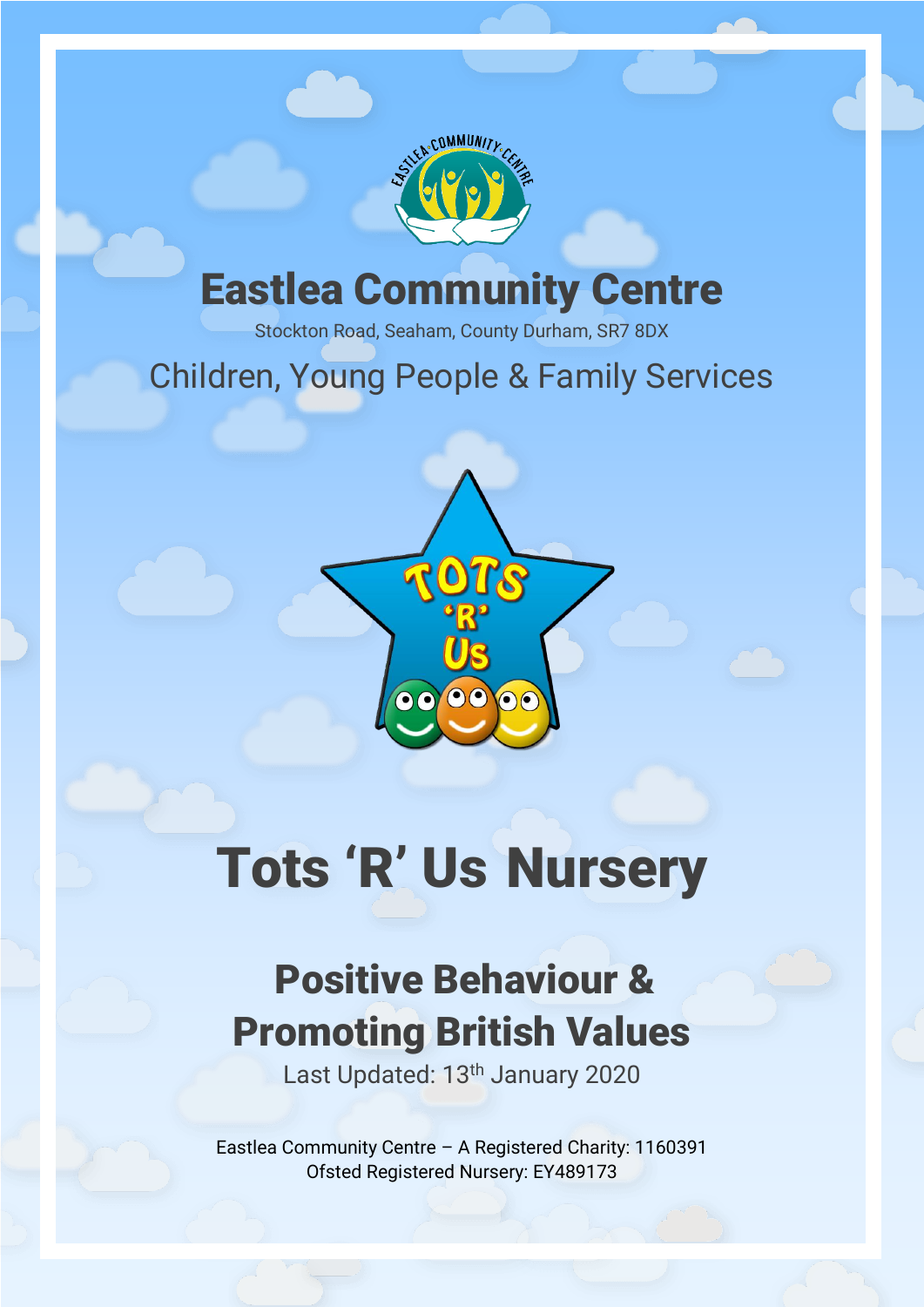# Eastlea Community Centre

Stockton Road, Seaham, County Durham, SR7 8DX

Children, Young People & Family Services

# Tots 'R' Us Nursery

## Positive Behaviour & Promoting British Values

Last Updated: 13th January 2020

Eastlea Community Centre – A Registered Charity: 1160391
Ofsted Registered Nursery: EY489173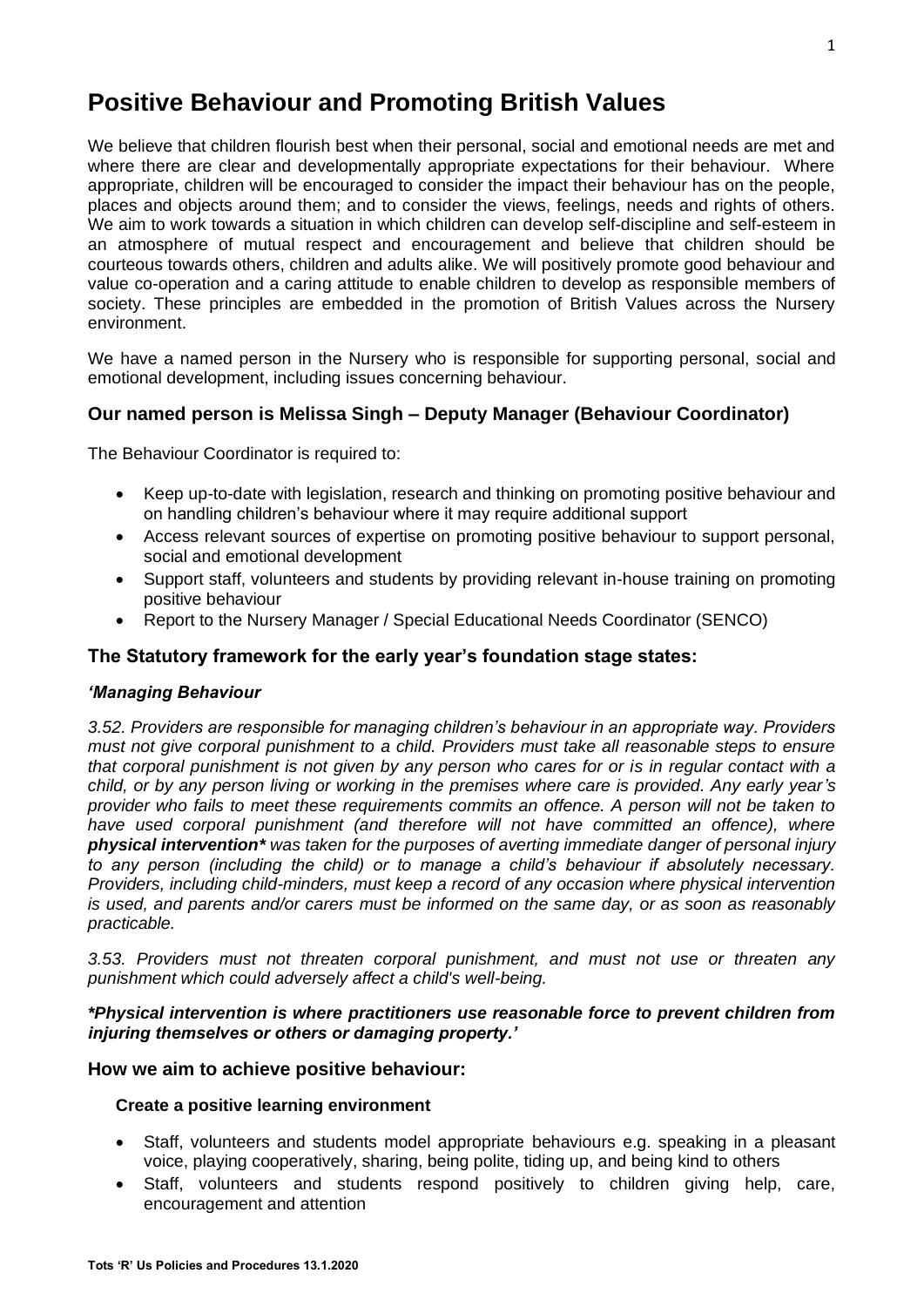# Positive Behaviour and Promoting British Values

We believe that children flourish best when their personal, social and emotional needs are met and where there are clear and developmentally appropriate expectations for their behaviour. Where appropriate, children will be encouraged to consider the impact their behaviour has on the people, places and objects around them; and to consider the views, feelings, needs and rights of others. We aim to work towards a situation in which children can develop self-discipline and self-esteem in an atmosphere of mutual respect and encouragement and believe that children should be courteous towards others, children and adults alike. We will positively promote good behaviour and value co-operation and a caring attitude to enable children to develop as responsible members of society. These principles are embedded in the promotion of British Values across the Nursery environment.

We have a named person in the Nursery who is responsible for supporting personal, social and emotional development, including issues concerning behaviour.

### Our named person is Melissa Singh – Deputy Manager (Behaviour Coordinator)

The Behaviour Coordinator is required to:

- Keep up-to-date with legislation, research and thinking on promoting positive behaviour and on handling children's behaviour where it may require additional support
- Access relevant sources of expertise on promoting positive behaviour to support personal, social and emotional development
- Support staff, volunteers and students by providing relevant in-house training on promoting positive behaviour
- Report to the Nursery Manager / Special Educational Needs Coordinator (SENCO)

### The Statutory framework for the early year's foundation stage states:

***'Managing Behaviour***

*3.52. Providers are responsible for managing children's behaviour in an appropriate way. Providers must not give corporal punishment to a child. Providers must take all reasonable steps to ensure that corporal punishment is not given by any person who cares for or is in regular contact with a child, or by any person living or working in the premises where care is provided. Any early year's provider who fails to meet these requirements commits an offence. A person will not be taken to have used corporal punishment (and therefore will not have committed an offence), where* ***physical intervention**** *was taken for the purposes of averting immediate danger of personal injury to any person (including the child) or to manage a child's behaviour if absolutely necessary. Providers, including child-minders, must keep a record of any occasion where physical intervention is used, and parents and/or carers must be informed on the same day, or as soon as reasonably practicable.*

*3.53. Providers must not threaten corporal punishment, and must not use or threaten any punishment which could adversely affect a child's well-being.*

***\*Physical intervention is where practitioners use reasonable force to prevent children from injuring themselves or others or damaging property.'***

### How we aim to achieve positive behaviour:

#### Create a positive learning environment

- Staff, volunteers and students model appropriate behaviours e.g. speaking in a pleasant voice, playing cooperatively, sharing, being polite, tiding up, and being kind to others
- Staff, volunteers and students respond positively to children giving help, care, encouragement and attention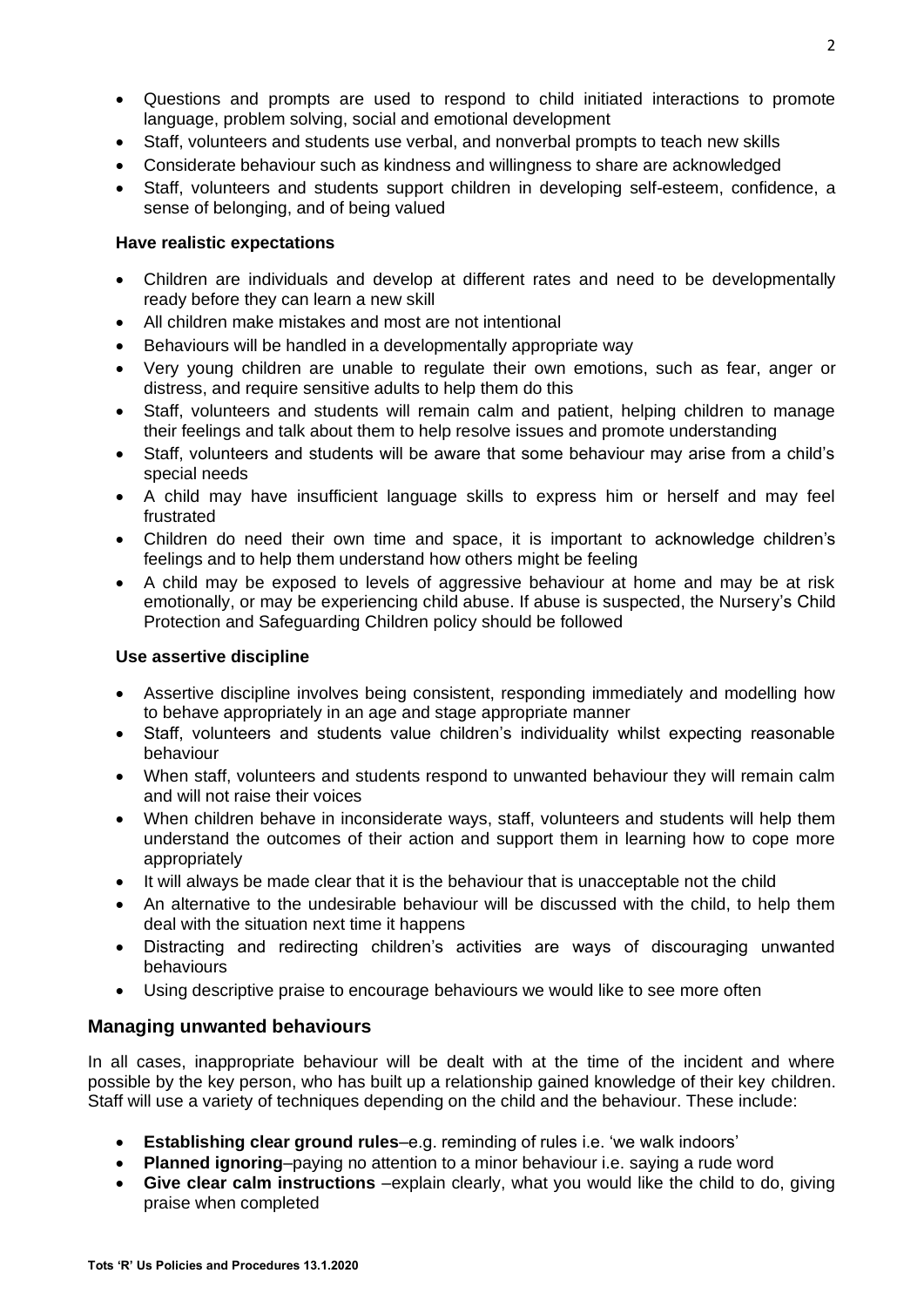- Questions and prompts are used to respond to child initiated interactions to promote language, problem solving, social and emotional development
- Staff, volunteers and students use verbal, and nonverbal prompts to teach new skills
- Considerate behaviour such as kindness and willingness to share are acknowledged
- Staff, volunteers and students support children in developing self-esteem, confidence, a sense of belonging, and of being valued

**Have realistic expectations**

- Children are individuals and develop at different rates and need to be developmentally ready before they can learn a new skill
- All children make mistakes and most are not intentional
- Behaviours will be handled in a developmentally appropriate way
- Very young children are unable to regulate their own emotions, such as fear, anger or distress, and require sensitive adults to help them do this
- Staff, volunteers and students will remain calm and patient, helping children to manage their feelings and talk about them to help resolve issues and promote understanding
- Staff, volunteers and students will be aware that some behaviour may arise from a child's special needs
- A child may have insufficient language skills to express him or herself and may feel frustrated
- Children do need their own time and space, it is important to acknowledge children's feelings and to help them understand how others might be feeling
- A child may be exposed to levels of aggressive behaviour at home and may be at risk emotionally, or may be experiencing child abuse. If abuse is suspected, the Nursery's Child Protection and Safeguarding Children policy should be followed

**Use assertive discipline**

- Assertive discipline involves being consistent, responding immediately and modelling how to behave appropriately in an age and stage appropriate manner
- Staff, volunteers and students value children's individuality whilst expecting reasonable behaviour
- When staff, volunteers and students respond to unwanted behaviour they will remain calm and will not raise their voices
- When children behave in inconsiderate ways, staff, volunteers and students will help them understand the outcomes of their action and support them in learning how to cope more appropriately
- It will always be made clear that it is the behaviour that is unacceptable not the child
- An alternative to the undesirable behaviour will be discussed with the child, to help them deal with the situation next time it happens
- Distracting and redirecting children's activities are ways of discouraging unwanted behaviours
- Using descriptive praise to encourage behaviours we would like to see more often

## Managing unwanted behaviours

In all cases, inappropriate behaviour will be dealt with at the time of the incident and where possible by the key person, who has built up a relationship gained knowledge of their key children. Staff will use a variety of techniques depending on the child and the behaviour. These include:

- **Establishing clear ground rules**–e.g. reminding of rules i.e. 'we walk indoors'
- **Planned ignoring**–paying no attention to a minor behaviour i.e. saying a rude word
- **Give clear calm instructions** –explain clearly, what you would like the child to do, giving praise when completed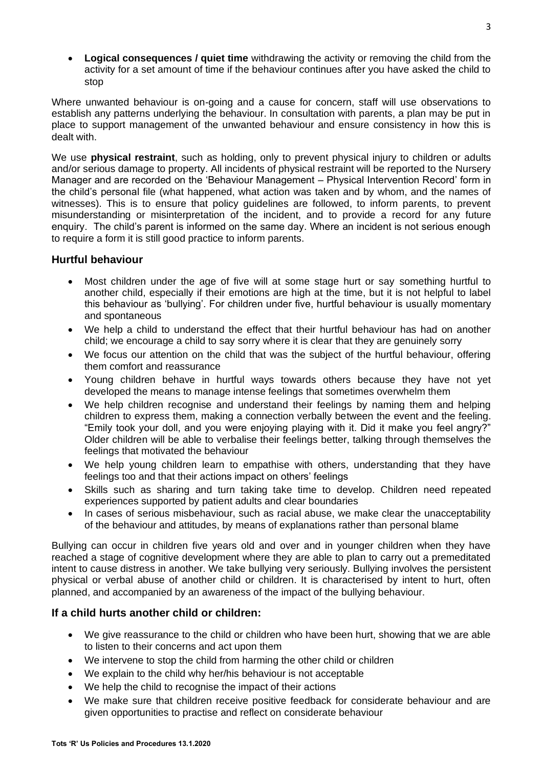- **Logical consequences / quiet time** withdrawing the activity or removing the child from the activity for a set amount of time if the behaviour continues after you have asked the child to stop

Where unwanted behaviour is on-going and a cause for concern, staff will use observations to establish any patterns underlying the behaviour. In consultation with parents, a plan may be put in place to support management of the unwanted behaviour and ensure consistency in how this is dealt with.

We use **physical restraint**, such as holding, only to prevent physical injury to children or adults and/or serious damage to property. All incidents of physical restraint will be reported to the Nursery Manager and are recorded on the 'Behaviour Management – Physical Intervention Record' form in the child's personal file (what happened, what action was taken and by whom, and the names of witnesses). This is to ensure that policy guidelines are followed, to inform parents, to prevent misunderstanding or misinterpretation of the incident, and to provide a record for any future enquiry. The child's parent is informed on the same day. Where an incident is not serious enough to require a form it is still good practice to inform parents.

## Hurtful behaviour

- Most children under the age of five will at some stage hurt or say something hurtful to another child, especially if their emotions are high at the time, but it is not helpful to label this behaviour as 'bullying'. For children under five, hurtful behaviour is usually momentary and spontaneous
- We help a child to understand the effect that their hurtful behaviour has had on another child; we encourage a child to say sorry where it is clear that they are genuinely sorry
- We focus our attention on the child that was the subject of the hurtful behaviour, offering them comfort and reassurance
- Young children behave in hurtful ways towards others because they have not yet developed the means to manage intense feelings that sometimes overwhelm them
- We help children recognise and understand their feelings by naming them and helping children to express them, making a connection verbally between the event and the feeling. "Emily took your doll, and you were enjoying playing with it. Did it make you feel angry?" Older children will be able to verbalise their feelings better, talking through themselves the feelings that motivated the behaviour
- We help young children learn to empathise with others, understanding that they have feelings too and that their actions impact on others' feelings
- Skills such as sharing and turn taking take time to develop. Children need repeated experiences supported by patient adults and clear boundaries
- In cases of serious misbehaviour, such as racial abuse, we make clear the unacceptability of the behaviour and attitudes, by means of explanations rather than personal blame

Bullying can occur in children five years old and over and in younger children when they have reached a stage of cognitive development where they are able to plan to carry out a premeditated intent to cause distress in another. We take bullying very seriously. Bullying involves the persistent physical or verbal abuse of another child or children. It is characterised by intent to hurt, often planned, and accompanied by an awareness of the impact of the bullying behaviour.

## If a child hurts another child or children:

- We give reassurance to the child or children who have been hurt, showing that we are able to listen to their concerns and act upon them
- We intervene to stop the child from harming the other child or children
- We explain to the child why her/his behaviour is not acceptable
- We help the child to recognise the impact of their actions
- We make sure that children receive positive feedback for considerate behaviour and are given opportunities to practise and reflect on considerate behaviour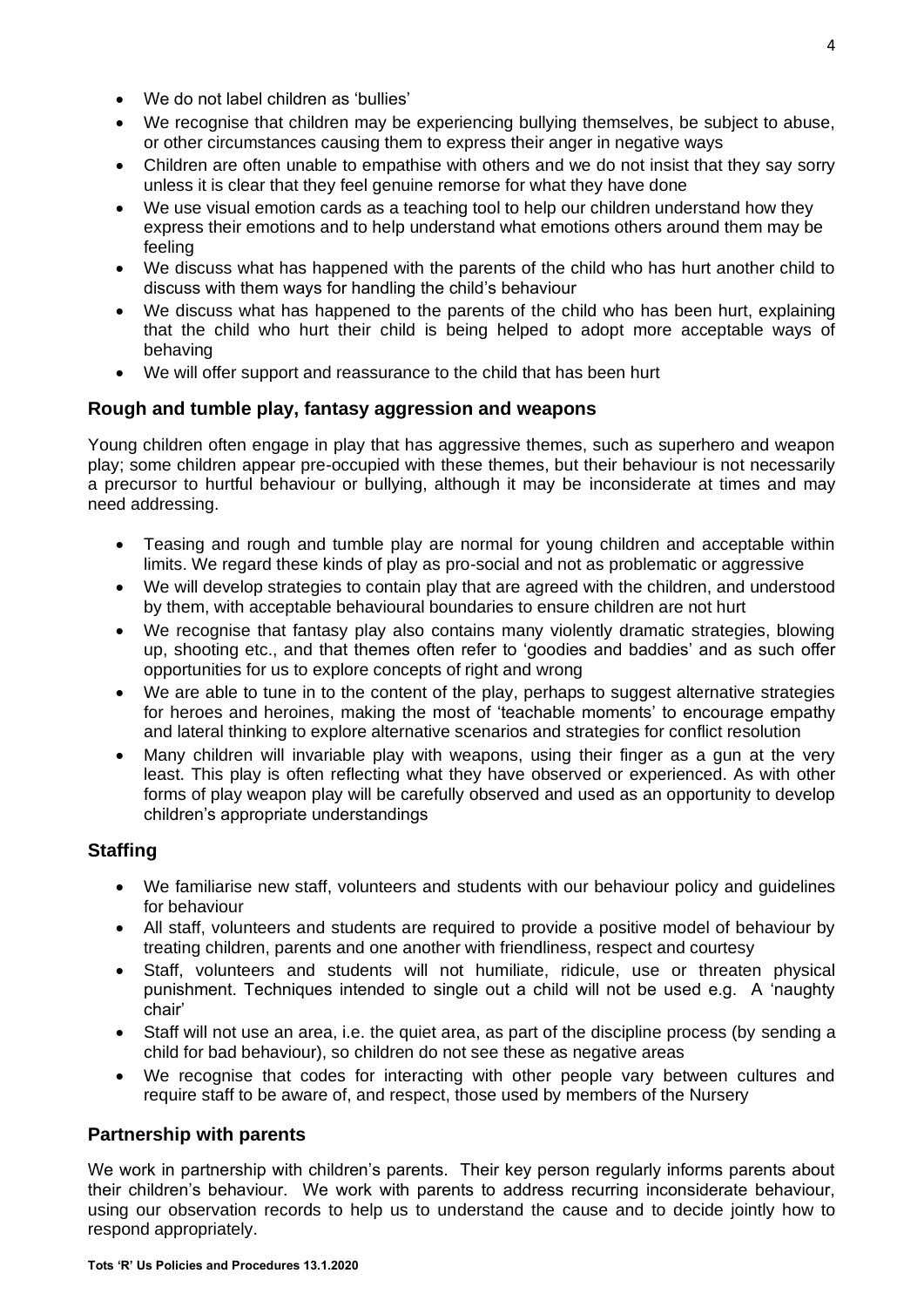- We do not label children as 'bullies'
- We recognise that children may be experiencing bullying themselves, be subject to abuse, or other circumstances causing them to express their anger in negative ways
- Children are often unable to empathise with others and we do not insist that they say sorry unless it is clear that they feel genuine remorse for what they have done
- We use visual emotion cards as a teaching tool to help our children understand how they express their emotions and to help understand what emotions others around them may be feeling
- We discuss what has happened with the parents of the child who has hurt another child to discuss with them ways for handling the child's behaviour
- We discuss what has happened to the parents of the child who has been hurt, explaining that the child who hurt their child is being helped to adopt more acceptable ways of behaving
- We will offer support and reassurance to the child that has been hurt

## Rough and tumble play, fantasy aggression and weapons

Young children often engage in play that has aggressive themes, such as superhero and weapon play; some children appear pre-occupied with these themes, but their behaviour is not necessarily a precursor to hurtful behaviour or bullying, although it may be inconsiderate at times and may need addressing.

- Teasing and rough and tumble play are normal for young children and acceptable within limits. We regard these kinds of play as pro-social and not as problematic or aggressive
- We will develop strategies to contain play that are agreed with the children, and understood by them, with acceptable behavioural boundaries to ensure children are not hurt
- We recognise that fantasy play also contains many violently dramatic strategies, blowing up, shooting etc., and that themes often refer to 'goodies and baddies' and as such offer opportunities for us to explore concepts of right and wrong
- We are able to tune in to the content of the play, perhaps to suggest alternative strategies for heroes and heroines, making the most of 'teachable moments' to encourage empathy and lateral thinking to explore alternative scenarios and strategies for conflict resolution
- Many children will invariable play with weapons, using their finger as a gun at the very least. This play is often reflecting what they have observed or experienced. As with other forms of play weapon play will be carefully observed and used as an opportunity to develop children's appropriate understandings

## Staffing

- We familiarise new staff, volunteers and students with our behaviour policy and guidelines for behaviour
- All staff, volunteers and students are required to provide a positive model of behaviour by treating children, parents and one another with friendliness, respect and courtesy
- Staff, volunteers and students will not humiliate, ridicule, use or threaten physical punishment. Techniques intended to single out a child will not be used e.g. A 'naughty chair'
- Staff will not use an area, i.e. the quiet area, as part of the discipline process (by sending a child for bad behaviour), so children do not see these as negative areas
- We recognise that codes for interacting with other people vary between cultures and require staff to be aware of, and respect, those used by members of the Nursery

## Partnership with parents

We work in partnership with children's parents. Their key person regularly informs parents about their children's behaviour. We work with parents to address recurring inconsiderate behaviour, using our observation records to help us to understand the cause and to decide jointly how to respond appropriately.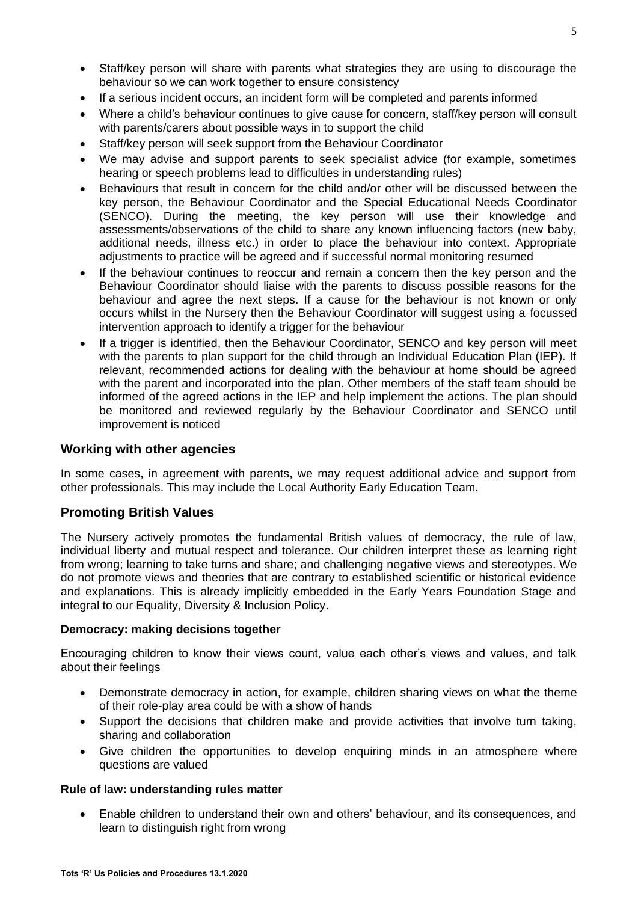- Staff/key person will share with parents what strategies they are using to discourage the behaviour so we can work together to ensure consistency
- If a serious incident occurs, an incident form will be completed and parents informed
- Where a child's behaviour continues to give cause for concern, staff/key person will consult with parents/carers about possible ways in to support the child
- Staff/key person will seek support from the Behaviour Coordinator
- We may advise and support parents to seek specialist advice (for example, sometimes hearing or speech problems lead to difficulties in understanding rules)
- Behaviours that result in concern for the child and/or other will be discussed between the key person, the Behaviour Coordinator and the Special Educational Needs Coordinator (SENCO). During the meeting, the key person will use their knowledge and assessments/observations of the child to share any known influencing factors (new baby, additional needs, illness etc.) in order to place the behaviour into context. Appropriate adjustments to practice will be agreed and if successful normal monitoring resumed
- If the behaviour continues to reoccur and remain a concern then the key person and the Behaviour Coordinator should liaise with the parents to discuss possible reasons for the behaviour and agree the next steps. If a cause for the behaviour is not known or only occurs whilst in the Nursery then the Behaviour Coordinator will suggest using a focussed intervention approach to identify a trigger for the behaviour
- If a trigger is identified, then the Behaviour Coordinator, SENCO and key person will meet with the parents to plan support for the child through an Individual Education Plan (IEP). If relevant, recommended actions for dealing with the behaviour at home should be agreed with the parent and incorporated into the plan. Other members of the staff team should be informed of the agreed actions in the IEP and help implement the actions. The plan should be monitored and reviewed regularly by the Behaviour Coordinator and SENCO until improvement is noticed

## Working with other agencies

In some cases, in agreement with parents, we may request additional advice and support from other professionals. This may include the Local Authority Early Education Team.

## Promoting British Values

The Nursery actively promotes the fundamental British values of democracy, the rule of law, individual liberty and mutual respect and tolerance. Our children interpret these as learning right from wrong; learning to take turns and share; and challenging negative views and stereotypes. We do not promote views and theories that are contrary to established scientific or historical evidence and explanations. This is already implicitly embedded in the Early Years Foundation Stage and integral to our Equality, Diversity & Inclusion Policy.

### Democracy: making decisions together

Encouraging children to know their views count, value each other's views and values, and talk about their feelings

- Demonstrate democracy in action, for example, children sharing views on what the theme of their role-play area could be with a show of hands
- Support the decisions that children make and provide activities that involve turn taking, sharing and collaboration
- Give children the opportunities to develop enquiring minds in an atmosphere where questions are valued

### Rule of law: understanding rules matter

- Enable children to understand their own and others' behaviour, and its consequences, and learn to distinguish right from wrong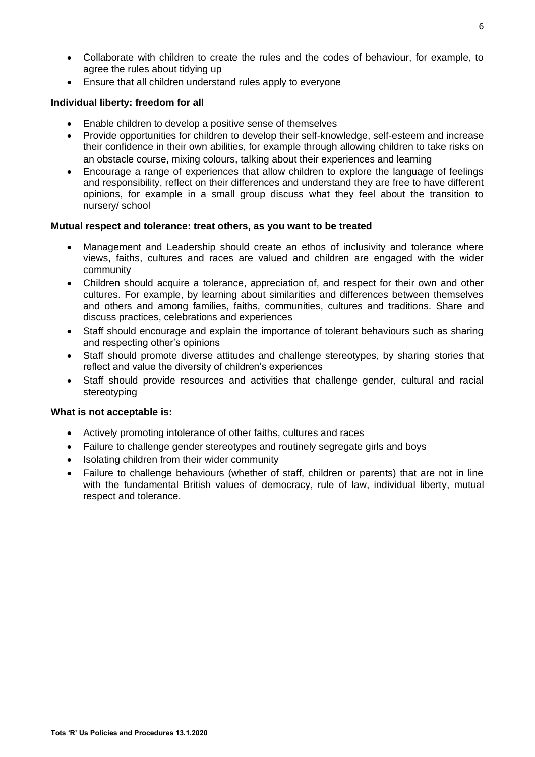- Collaborate with children to create the rules and the codes of behaviour, for example, to agree the rules about tidying up
- Ensure that all children understand rules apply to everyone

**Individual liberty: freedom for all**

- Enable children to develop a positive sense of themselves
- Provide opportunities for children to develop their self-knowledge, self-esteem and increase their confidence in their own abilities, for example through allowing children to take risks on an obstacle course, mixing colours, talking about their experiences and learning
- Encourage a range of experiences that allow children to explore the language of feelings and responsibility, reflect on their differences and understand they are free to have different opinions, for example in a small group discuss what they feel about the transition to nursery/ school

**Mutual respect and tolerance: treat others, as you want to be treated**

- Management and Leadership should create an ethos of inclusivity and tolerance where views, faiths, cultures and races are valued and children are engaged with the wider community
- Children should acquire a tolerance, appreciation of, and respect for their own and other cultures. For example, by learning about similarities and differences between themselves and others and among families, faiths, communities, cultures and traditions. Share and discuss practices, celebrations and experiences
- Staff should encourage and explain the importance of tolerant behaviours such as sharing and respecting other's opinions
- Staff should promote diverse attitudes and challenge stereotypes, by sharing stories that reflect and value the diversity of children's experiences
- Staff should provide resources and activities that challenge gender, cultural and racial stereotyping

**What is not acceptable is:**

- Actively promoting intolerance of other faiths, cultures and races
- Failure to challenge gender stereotypes and routinely segregate girls and boys
- Isolating children from their wider community
- Failure to challenge behaviours (whether of staff, children or parents) that are not in line with the fundamental British values of democracy, rule of law, individual liberty, mutual respect and tolerance.